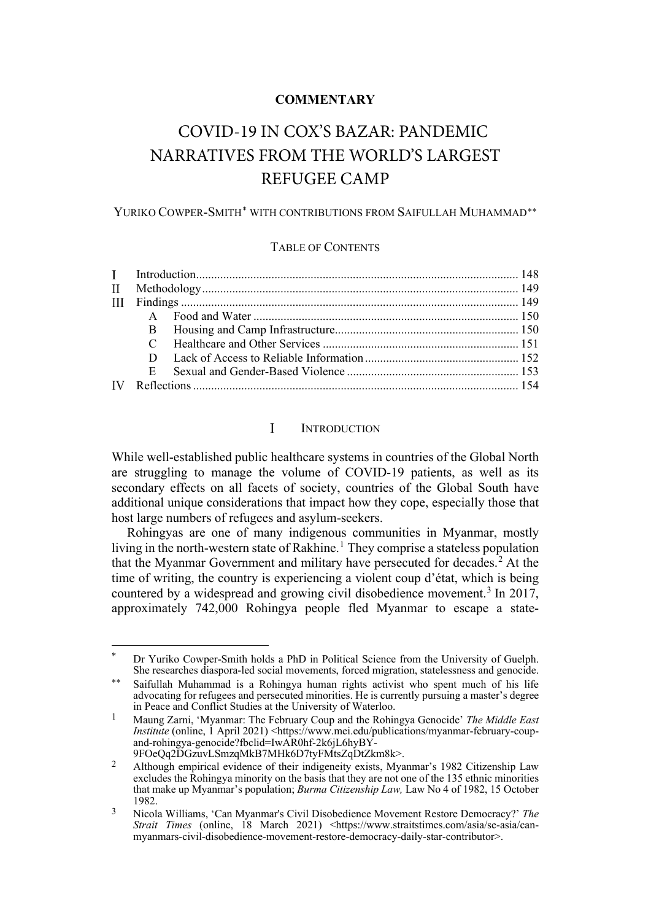**COMMENTARY**

# COVID-19 IN COX'S BAZAR: PANDEMIC NARRATIVES FROM THE WORLD'S LARGEST REFUGEE CAMP

YURIKO COWPER-SMITH* WITH CONTRIBUTIONS FROM SAIFULLAH MUHAMMAD**

TABLE OF CONTENTS

| | | | |
|---|---|---|---|
| I | Introduction | | 148 |
| II | Methodology | | 149 |
| III | Findings | | 149 |
| | A | Food and Water | 150 |
| | B | Housing and Camp Infrastructure | 150 |
| | C | Healthcare and Other Services | 151 |
| | D | Lack of Access to Reliable Information | 152 |
| | E | Sexual and Gender-Based Violence | 153 |
| IV | Reflections | | 154 |

## I INTRODUCTION

While well-established public healthcare systems in countries of the Global North are struggling to manage the volume of COVID-19 patients, as well as its secondary effects on all facets of society, countries of the Global South have additional unique considerations that impact how they cope, especially those that host large numbers of refugees and asylum-seekers.

Rohingyas are one of many indigenous communities in Myanmar, mostly living in the north-western state of Rakhine.[1] They comprise a stateless population that the Myanmar Government and military have persecuted for decades.[2] At the time of writing, the country is experiencing a violent coup d'état, which is being countered by a widespread and growing civil disobedience movement.[3] In 2017, approximately 742,000 Rohingya people fled Myanmar to escape a state-

---

\* Dr Yuriko Cowper-Smith holds a PhD in Political Science from the University of Guelph. She researches diaspora-led social movements, forced migration, statelessness and genocide.

\*\* Saifullah Muhammad is a Rohingya human rights activist who spent much of his life advocating for refugees and persecuted minorities. He is currently pursuing a master's degree in Peace and Conflict Studies at the University of Waterloo.

1 Maung Zarni, 'Myanmar: The February Coup and the Rohingya Genocide' *The Middle East Institute* (online, 1 April 2021) <https://www.mei.edu/publications/myanmar-february-coup-and-rohingya-genocide?fbclid=IwAR0hf-2k6jL6hyBY-9FOeQq2DGzuvLSmzqMkB7MHk6D7tyFMtsZqDtZkm8k>.

2 Although empirical evidence of their indigeneity exists, Myanmar's 1982 Citizenship Law excludes the Rohingya minority on the basis that they are not one of the 135 ethnic minorities that make up Myanmar's population; *Burma Citizenship Law,* Law No 4 of 1982, 15 October 1982.

3 Nicola Williams, 'Can Myanmar's Civil Disobedience Movement Restore Democracy?' *The Strait Times* (online, 18 March 2021) <https://www.straitstimes.com/asia/se-asia/can-myanmars-civil-disobedience-movement-restore-democracy-daily-star-contributor>.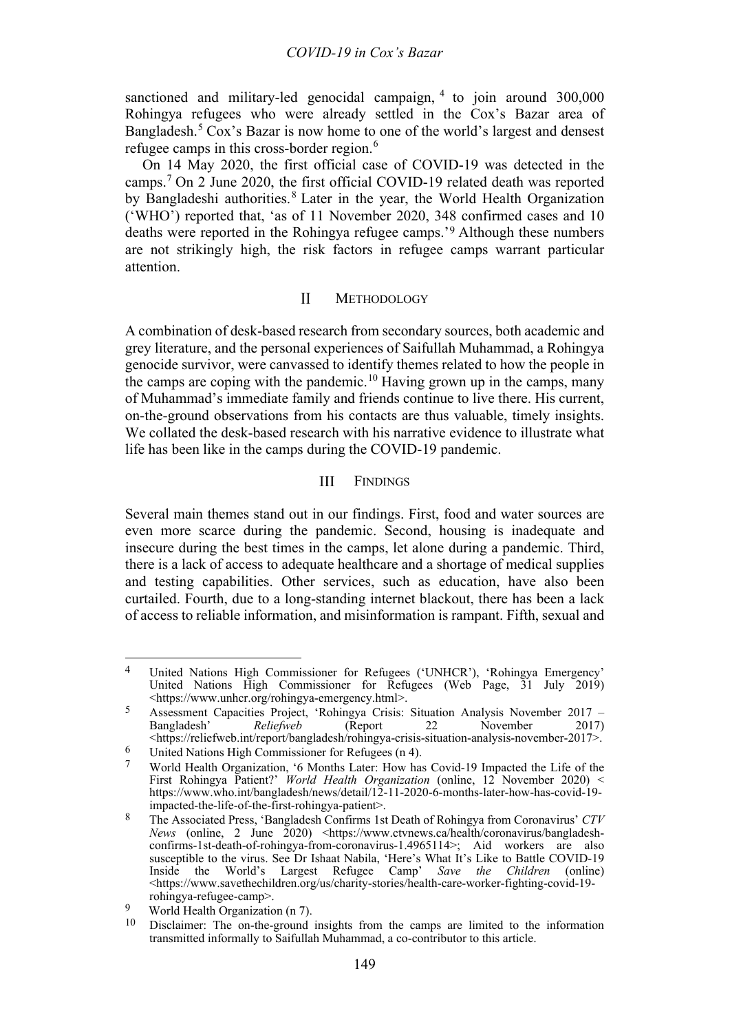sanctioned and military-led genocidal campaign,[4] to join around 300,000 Rohingya refugees who were already settled in the Cox's Bazar area of Bangladesh.[5] Cox's Bazar is now home to one of the world's largest and densest refugee camps in this cross-border region.[6]

On 14 May 2020, the first official case of COVID-19 was detected in the camps.[7] On 2 June 2020, the first official COVID-19 related death was reported by Bangladeshi authorities.[8] Later in the year, the World Health Organization ('WHO') reported that, 'as of 11 November 2020, 348 confirmed cases and 10 deaths were reported in the Rohingya refugee camps.'[9] Although these numbers are not strikingly high, the risk factors in refugee camps warrant particular attention.

## II Methodology

A combination of desk-based research from secondary sources, both academic and grey literature, and the personal experiences of Saifullah Muhammad, a Rohingya genocide survivor, were canvassed to identify themes related to how the people in the camps are coping with the pandemic.[10] Having grown up in the camps, many of Muhammad's immediate family and friends continue to live there. His current, on-the-ground observations from his contacts are thus valuable, timely insights. We collated the desk-based research with his narrative evidence to illustrate what life has been like in the camps during the COVID-19 pandemic.

## III Findings

Several main themes stand out in our findings. First, food and water sources are even more scarce during the pandemic. Second, housing is inadequate and insecure during the best times in the camps, let alone during a pandemic. Third, there is a lack of access to adequate healthcare and a shortage of medical supplies and testing capabilities. Other services, such as education, have also been curtailed. Fourth, due to a long-standing internet blackout, there has been a lack of access to reliable information, and misinformation is rampant. Fifth, sexual and

---

[4] United Nations High Commissioner for Refugees ('UNHCR'), 'Rohingya Emergency' United Nations High Commissioner for Refugees (Web Page, 31 July 2019) <https://www.unhcr.org/rohingya-emergency.html>.

[5] Assessment Capacities Project, 'Rohingya Crisis: Situation Analysis November 2017 – Bangladesh' *Reliefweb* (Report 22 November 2017) <https://reliefweb.int/report/bangladesh/rohingya-crisis-situation-analysis-november-2017>.

[6] United Nations High Commissioner for Refugees (n 4).

[7] World Health Organization, '6 Months Later: How has Covid-19 Impacted the Life of the First Rohingya Patient?' *World Health Organization* (online, 12 November 2020) < https://www.who.int/bangladesh/news/detail/12-11-2020-6-months-later-how-has-covid-19-impacted-the-life-of-the-first-rohingya-patient>.

[8] The Associated Press, 'Bangladesh Confirms 1st Death of Rohingya from Coronavirus' *CTV News* (online, 2 June 2020) <https://www.ctvnews.ca/health/coronavirus/bangladesh-confirms-1st-death-of-rohingya-from-coronavirus-1.4965114>; Aid workers are also susceptible to the virus. See Dr Ishaat Nabila, 'Here's What It's Like to Battle COVID-19 Inside the World's Largest Refugee Camp' *Save the Children* (online) <https://www.savethechildren.org/us/charity-stories/health-care-worker-fighting-covid-19-rohingya-refugee-camp>.

[9] World Health Organization (n 7).

[10] Disclaimer: The on-the-ground insights from the camps are limited to the information transmitted informally to Saifullah Muhammad, a co-contributor to this article.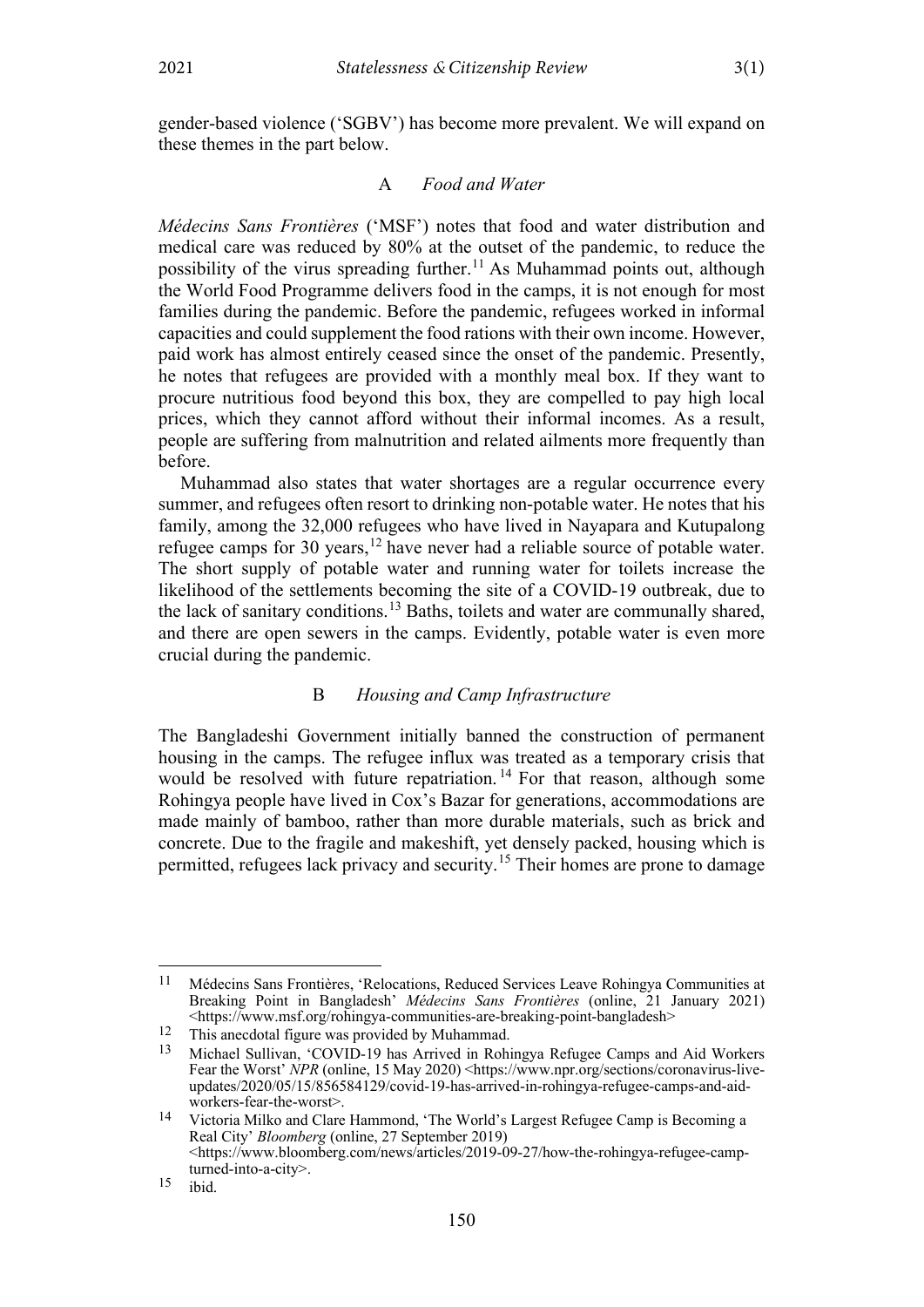gender-based violence ('SGBV') has become more prevalent. We will expand on these themes in the part below.

### A *Food and Water*

*Médecins Sans Frontières* ('MSF') notes that food and water distribution and medical care was reduced by 80% at the outset of the pandemic, to reduce the possibility of the virus spreading further.[11] As Muhammad points out, although the World Food Programme delivers food in the camps, it is not enough for most families during the pandemic. Before the pandemic, refugees worked in informal capacities and could supplement the food rations with their own income. However, paid work has almost entirely ceased since the onset of the pandemic. Presently, he notes that refugees are provided with a monthly meal box. If they want to procure nutritious food beyond this box, they are compelled to pay high local prices, which they cannot afford without their informal incomes. As a result, people are suffering from malnutrition and related ailments more frequently than before.

Muhammad also states that water shortages are a regular occurrence every summer, and refugees often resort to drinking non-potable water. He notes that his family, among the 32,000 refugees who have lived in Nayapara and Kutupalong refugee camps for 30 years,[12] have never had a reliable source of potable water. The short supply of potable water and running water for toilets increase the likelihood of the settlements becoming the site of a COVID-19 outbreak, due to the lack of sanitary conditions.[13] Baths, toilets and water are communally shared, and there are open sewers in the camps. Evidently, potable water is even more crucial during the pandemic.

### B *Housing and Camp Infrastructure*

The Bangladeshi Government initially banned the construction of permanent housing in the camps. The refugee influx was treated as a temporary crisis that would be resolved with future repatriation.[14] For that reason, although some Rohingya people have lived in Cox's Bazar for generations, accommodations are made mainly of bamboo, rather than more durable materials, such as brick and concrete. Due to the fragile and makeshift, yet densely packed, housing which is permitted, refugees lack privacy and security.[15] Their homes are prone to damage

---

11 Médecins Sans Frontières, 'Relocations, Reduced Services Leave Rohingya Communities at Breaking Point in Bangladesh' *Médecins Sans Frontières* (online, 21 January 2021) <https://www.msf.org/rohingya-communities-are-breaking-point-bangladesh>

12 This anecdotal figure was provided by Muhammad.

13 Michael Sullivan, 'COVID-19 has Arrived in Rohingya Refugee Camps and Aid Workers Fear the Worst' *NPR* (online, 15 May 2020) <https://www.npr.org/sections/coronavirus-live-updates/2020/05/15/856584129/covid-19-has-arrived-in-rohingya-refugee-camps-and-aid-workers-fear-the-worst>.

14 Victoria Milko and Clare Hammond, 'The World's Largest Refugee Camp is Becoming a Real City' *Bloomberg* (online, 27 September 2019) <https://www.bloomberg.com/news/articles/2019-09-27/how-the-rohingya-refugee-camp-turned-into-a-city>.

15 ibid.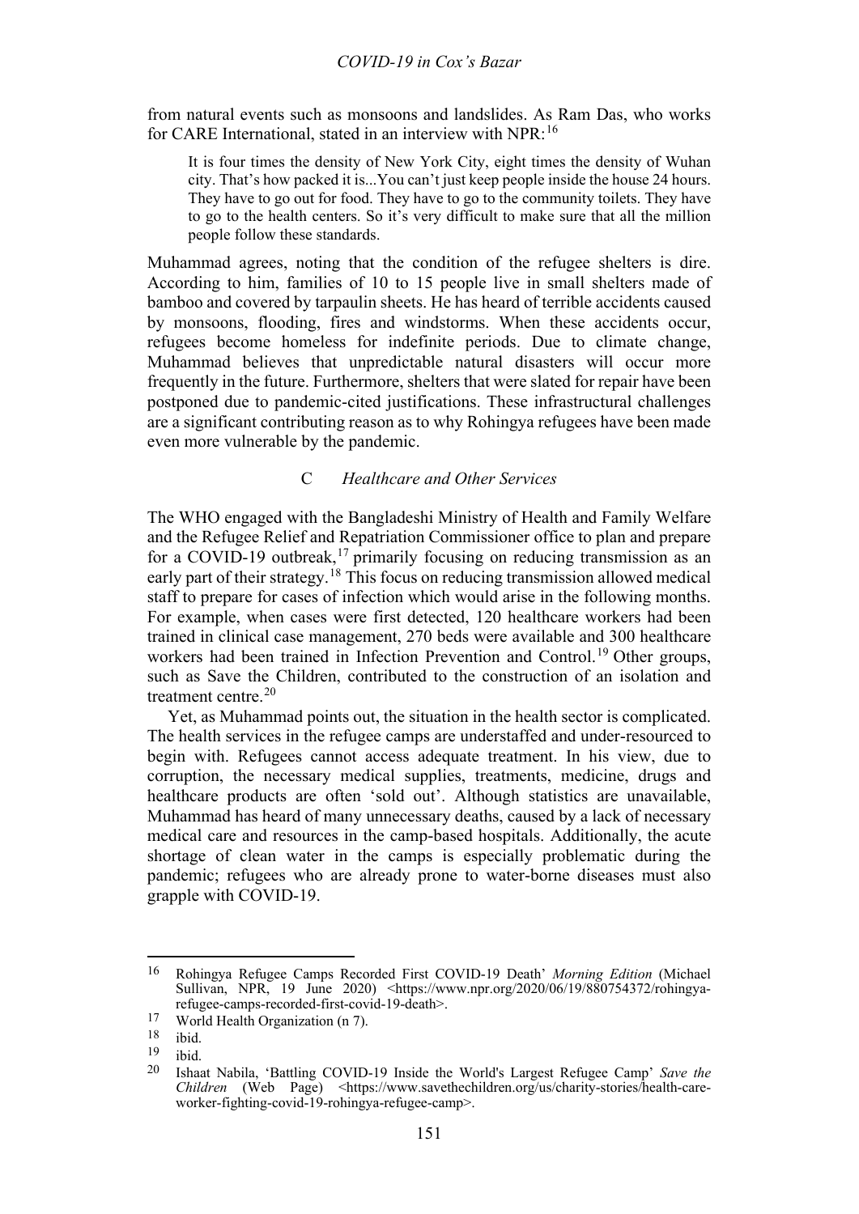from natural events such as monsoons and landslides. As Ram Das, who works for CARE International, stated in an interview with NPR:[16]

> It is four times the density of New York City, eight times the density of Wuhan city. That's how packed it is...You can't just keep people inside the house 24 hours. They have to go out for food. They have to go to the community toilets. They have to go to the health centers. So it's very difficult to make sure that all the million people follow these standards.

Muhammad agrees, noting that the condition of the refugee shelters is dire. According to him, families of 10 to 15 people live in small shelters made of bamboo and covered by tarpaulin sheets. He has heard of terrible accidents caused by monsoons, flooding, fires and windstorms. When these accidents occur, refugees become homeless for indefinite periods. Due to climate change, Muhammad believes that unpredictable natural disasters will occur more frequently in the future. Furthermore, shelters that were slated for repair have been postponed due to pandemic-cited justifications. These infrastructural challenges are a significant contributing reason as to why Rohingya refugees have been made even more vulnerable by the pandemic.

### C *Healthcare and Other Services*

The WHO engaged with the Bangladeshi Ministry of Health and Family Welfare and the Refugee Relief and Repatriation Commissioner office to plan and prepare for a COVID-19 outbreak,[17] primarily focusing on reducing transmission as an early part of their strategy.[18] This focus on reducing transmission allowed medical staff to prepare for cases of infection which would arise in the following months. For example, when cases were first detected, 120 healthcare workers had been trained in clinical case management, 270 beds were available and 300 healthcare workers had been trained in Infection Prevention and Control.[19] Other groups, such as Save the Children, contributed to the construction of an isolation and treatment centre.[20]

Yet, as Muhammad points out, the situation in the health sector is complicated. The health services in the refugee camps are understaffed and under-resourced to begin with. Refugees cannot access adequate treatment. In his view, due to corruption, the necessary medical supplies, treatments, medicine, drugs and healthcare products are often 'sold out'. Although statistics are unavailable, Muhammad has heard of many unnecessary deaths, caused by a lack of necessary medical care and resources in the camp-based hospitals. Additionally, the acute shortage of clean water in the camps is especially problematic during the pandemic; refugees who are already prone to water-borne diseases must also grapple with COVID-19.

---

16 Rohingya Refugee Camps Recorded First COVID-19 Death' *Morning Edition* (Michael Sullivan, NPR, 19 June 2020) <https://www.npr.org/2020/06/19/880754372/rohingya-refugee-camps-recorded-first-covid-19-death>.

17 World Health Organization (n 7).

18 ibid.

19 ibid.

20 Ishaat Nabila, 'Battling COVID-19 Inside the World's Largest Refugee Camp' *Save the Children* (Web Page) <https://www.savethechildren.org/us/charity-stories/health-care-worker-fighting-covid-19-rohingya-refugee-camp>.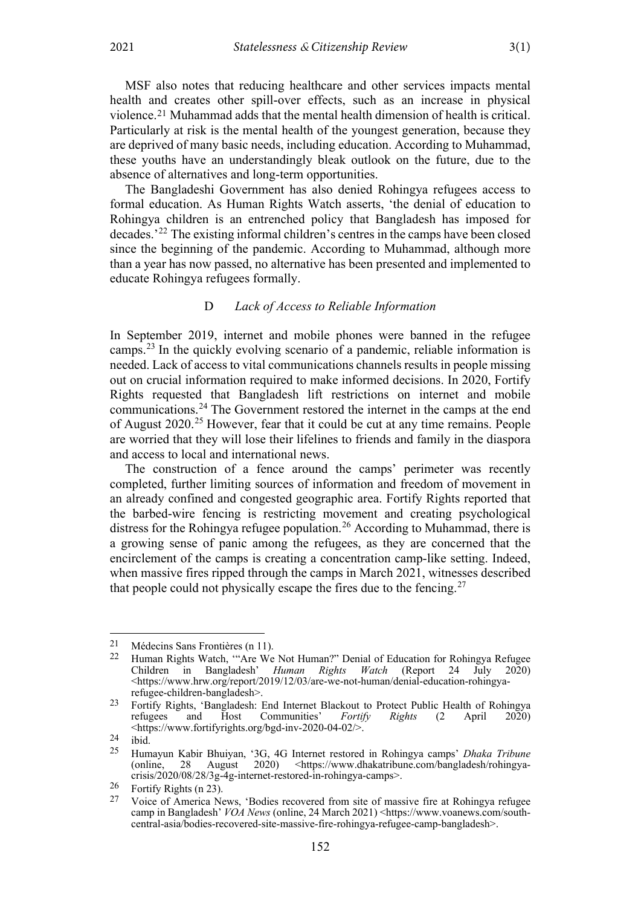MSF also notes that reducing healthcare and other services impacts mental health and creates other spill-over effects, such as an increase in physical violence.[21] Muhammad adds that the mental health dimension of health is critical. Particularly at risk is the mental health of the youngest generation, because they are deprived of many basic needs, including education. According to Muhammad, these youths have an understandingly bleak outlook on the future, due to the absence of alternatives and long-term opportunities.

The Bangladeshi Government has also denied Rohingya refugees access to formal education. As Human Rights Watch asserts, 'the denial of education to Rohingya children is an entrenched policy that Bangladesh has imposed for decades.'[22] The existing informal children's centres in the camps have been closed since the beginning of the pandemic. According to Muhammad, although more than a year has now passed, no alternative has been presented and implemented to educate Rohingya refugees formally.

### D *Lack of Access to Reliable Information*

In September 2019, internet and mobile phones were banned in the refugee camps.[23] In the quickly evolving scenario of a pandemic, reliable information is needed. Lack of access to vital communications channels results in people missing out on crucial information required to make informed decisions. In 2020, Fortify Rights requested that Bangladesh lift restrictions on internet and mobile communications.[24] The Government restored the internet in the camps at the end of August 2020.[25] However, fear that it could be cut at any time remains. People are worried that they will lose their lifelines to friends and family in the diaspora and access to local and international news.

The construction of a fence around the camps' perimeter was recently completed, further limiting sources of information and freedom of movement in an already confined and congested geographic area. Fortify Rights reported that the barbed-wire fencing is restricting movement and creating psychological distress for the Rohingya refugee population.[26] According to Muhammad, there is a growing sense of panic among the refugees, as they are concerned that the encirclement of the camps is creating a concentration camp-like setting. Indeed, when massive fires ripped through the camps in March 2021, witnesses described that people could not physically escape the fires due to the fencing.[27]

---

21 Médecins Sans Frontières (n 11).

22 Human Rights Watch, '"Are We Not Human?" Denial of Education for Rohingya Refugee Children in Bangladesh' *Human Rights Watch* (Report 24 July 2020) <https://www.hrw.org/report/2019/12/03/are-we-not-human/denial-education-rohingya-refugee-children-bangladesh>.

23 Fortify Rights, 'Bangladesh: End Internet Blackout to Protect Public Health of Rohingya refugees and Host Communities' *Fortify Rights* (2 April 2020) <https://www.fortifyrights.org/bgd-inv-2020-04-02/>.

24 ibid.

25 Humayun Kabir Bhuiyan, '3G, 4G Internet restored in Rohingya camps' *Dhaka Tribune* (online, 28 August 2020) <https://www.dhakatribune.com/bangladesh/rohingya-crisis/2020/08/28/3g-4g-internet-restored-in-rohingya-camps>.

26 Fortify Rights (n 23).

27 Voice of America News, 'Bodies recovered from site of massive fire at Rohingya refugee camp in Bangladesh' *VOA News* (online, 24 March 2021) <https://www.voanews.com/south-central-asia/bodies-recovered-site-massive-fire-rohingya-refugee-camp-bangladesh>.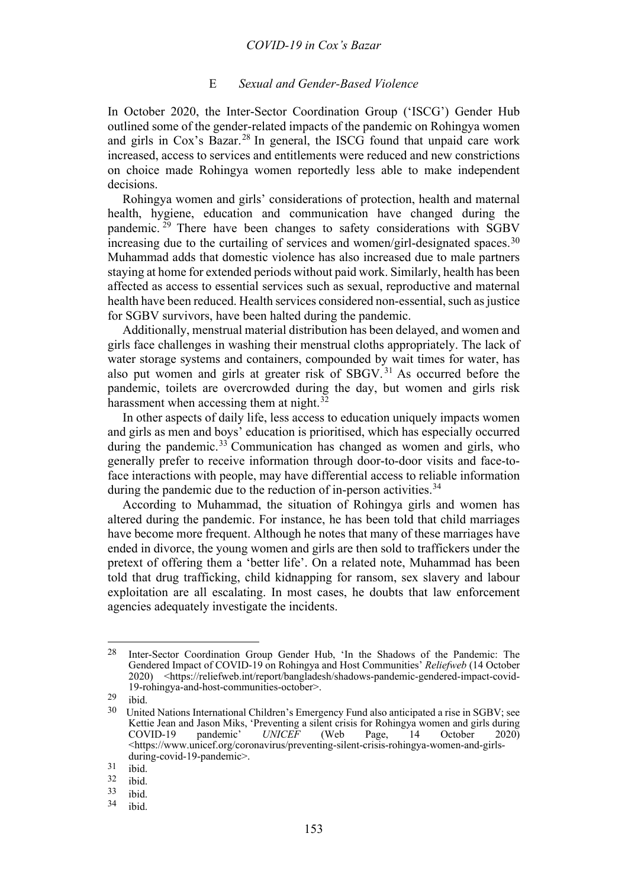### E Sexual and Gender-Based Violence

In October 2020, the Inter-Sector Coordination Group ('ISCG') Gender Hub outlined some of the gender-related impacts of the pandemic on Rohingya women and girls in Cox's Bazar.[28] In general, the ISCG found that unpaid care work increased, access to services and entitlements were reduced and new constrictions on choice made Rohingya women reportedly less able to make independent decisions.

Rohingya women and girls' considerations of protection, health and maternal health, hygiene, education and communication have changed during the pandemic.[29] There have been changes to safety considerations with SGBV increasing due to the curtailing of services and women/girl-designated spaces.[30] Muhammad adds that domestic violence has also increased due to male partners staying at home for extended periods without paid work. Similarly, health has been affected as access to essential services such as sexual, reproductive and maternal health have been reduced. Health services considered non-essential, such as justice for SGBV survivors, have been halted during the pandemic.

Additionally, menstrual material distribution has been delayed, and women and girls face challenges in washing their menstrual cloths appropriately. The lack of water storage systems and containers, compounded by wait times for water, has also put women and girls at greater risk of SBGV.[31] As occurred before the pandemic, toilets are overcrowded during the day, but women and girls risk harassment when accessing them at night.[32]

In other aspects of daily life, less access to education uniquely impacts women and girls as men and boys' education is prioritised, which has especially occurred during the pandemic.[33] Communication has changed as women and girls, who generally prefer to receive information through door-to-door visits and face-to-face interactions with people, may have differential access to reliable information during the pandemic due to the reduction of in-person activities.[34]

According to Muhammad, the situation of Rohingya girls and women has altered during the pandemic. For instance, he has been told that child marriages have become more frequent. Although he notes that many of these marriages have ended in divorce, the young women and girls are then sold to traffickers under the pretext of offering them a 'better life'. On a related note, Muhammad has been told that drug trafficking, child kidnapping for ransom, sex slavery and labour exploitation are all escalating. In most cases, he doubts that law enforcement agencies adequately investigate the incidents.

---

[28] Inter-Sector Coordination Group Gender Hub, 'In the Shadows of the Pandemic: The Gendered Impact of COVID-19 on Rohingya and Host Communities' *Reliefweb* (14 October 2020) <https://reliefweb.int/report/bangladesh/shadows-pandemic-gendered-impact-covid-19-rohingya-and-host-communities-october>.

[29] ibid.

[30] United Nations International Children's Emergency Fund also anticipated a rise in SGBV; see Kettie Jean and Jason Miks, 'Preventing a silent crisis for Rohingya women and girls during COVID-19 pandemic' *UNICEF* (Web Page, 14 October 2020) <https://www.unicef.org/coronavirus/preventing-silent-crisis-rohingya-women-and-girls-during-covid-19-pandemic>.

[31] ibid.

[32] ibid.

[33] ibid.

[34] ibid.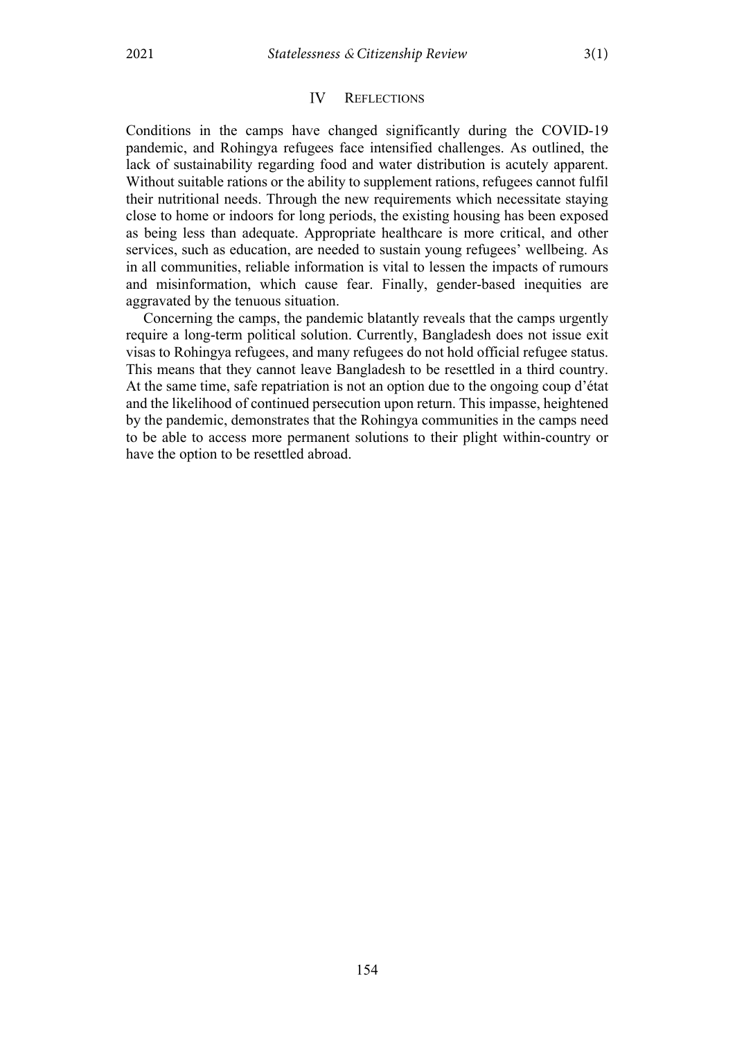## IV REFLECTIONS

Conditions in the camps have changed significantly during the COVID-19 pandemic, and Rohingya refugees face intensified challenges. As outlined, the lack of sustainability regarding food and water distribution is acutely apparent. Without suitable rations or the ability to supplement rations, refugees cannot fulfil their nutritional needs. Through the new requirements which necessitate staying close to home or indoors for long periods, the existing housing has been exposed as being less than adequate. Appropriate healthcare is more critical, and other services, such as education, are needed to sustain young refugees' wellbeing. As in all communities, reliable information is vital to lessen the impacts of rumours and misinformation, which cause fear. Finally, gender-based inequities are aggravated by the tenuous situation.

Concerning the camps, the pandemic blatantly reveals that the camps urgently require a long-term political solution. Currently, Bangladesh does not issue exit visas to Rohingya refugees, and many refugees do not hold official refugee status. This means that they cannot leave Bangladesh to be resettled in a third country. At the same time, safe repatriation is not an option due to the ongoing coup d'état and the likelihood of continued persecution upon return. This impasse, heightened by the pandemic, demonstrates that the Rohingya communities in the camps need to be able to access more permanent solutions to their plight within-country or have the option to be resettled abroad.